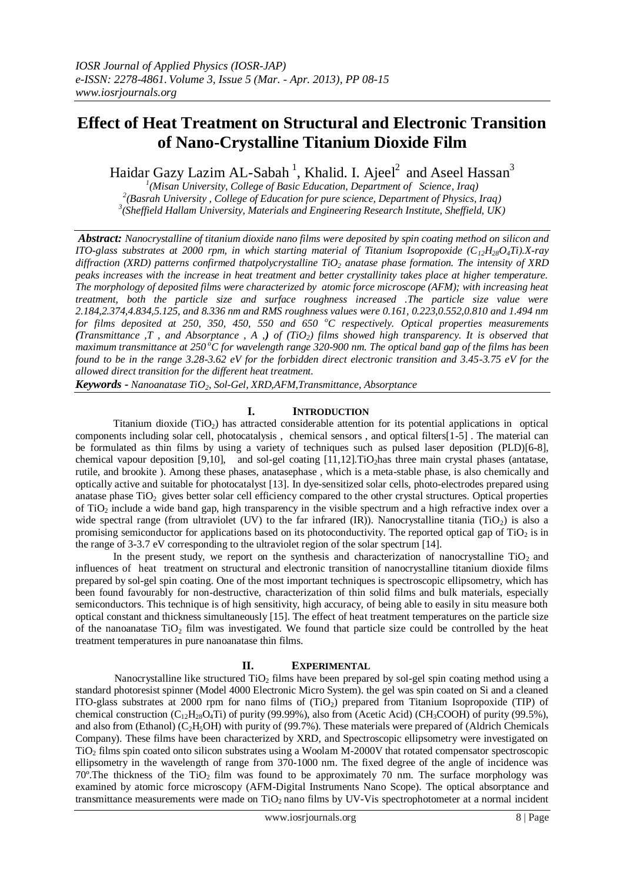# Effect of Heat Treatment on Structural and Electronic Transition of Nano-Crystalline Titanium Dioxide Film

Haidar Gazy Lazim AL-Sabah [1], Khalid. I. Ajeel[2] and Aseel Hassan[3]

[1](Misan University, College of Basic Education, Department of Science, Iraq)
[2](Basrah University , College of Education for pure science, Department of Physics, Iraq)
[3](Sheffield Hallam University, Materials and Engineering Research Institute, Sheffield, UK)

***Abstract:*** *Nanocrystalline of titanium dioxide nano films were deposited by spin coating method on silicon and ITO-glass substrates at 2000 rpm, in which starting material of Titanium Isopropoxide ($C_{12}H_{28}O_4Ti$).X-ray diffraction (XRD) patterns confirmed thatpolycrystalline $TiO_2$ anatase phase formation. The intensity of XRD peaks increases with the increase in heat treatment and better crystallinity takes place at higher temperature. The morphology of deposited films were characterized by atomic force microscope (AFM); with increasing heat treatment, both the particle size and surface roughness increased .The particle size value were 2.184,2.374,4.834,5.125, and 8.336 nm and RMS roughness values were 0.161, 0.223,0.552,0.810 and 1.494 nm for films deposited at 250, 350, 450, 550 and 650 °C respectively. Optical properties measurements (Transmittance ,T , and Absorptance , A ,) of ($TiO_2$) films showed high transparency. It is observed that maximum transmittance at 250°C for wavelength range 320-900 nm. The optical band gap of the films has been found to be in the range 3.28-3.62 eV for the forbidden direct electronic transition and 3.45-3.75 eV for the allowed direct transition for the different heat treatment.*

***Keywords -*** *Nanoanatase $TiO_2$, Sol-Gel, XRD,AFM,Transmittance, Absorptance*

## I. INTRODUCTION

Titanium dioxide ($TiO_2$) has attracted considerable attention for its potential applications in optical components including solar cell, photocatalysis , chemical sensors , and optical filters[1-5] . The material can be formulated as thin films by using a variety of techniques such as pulsed laser deposition (PLD)[6-8], chemical vapour deposition [9,10], and sol-gel coating [11,12].$TiO_2$has three main crystal phases (antatase, rutile, and brookite ). Among these phases, anatasephase , which is a meta-stable phase, is also chemically and optically active and suitable for photocatalyst [13]. In dye-sensitized solar cells, photo-electrodes prepared using anatase phase $TiO_2$ gives better solar cell efficiency compared to the other crystal structures. Optical properties of $TiO_2$ include a wide band gap, high transparency in the visible spectrum and a high refractive index over a wide spectral range (from ultraviolet (UV) to the far infrared (IR)). Nanocrystalline titania ($TiO_2$) is also a promising semiconductor for applications based on its photoconductivity. The reported optical gap of $TiO_2$ is in the range of 3-3.7 eV corresponding to the ultraviolet region of the solar spectrum [14].

In the present study, we report on the synthesis and characterization of nanocrystalline $TiO_2$ and influences of heat treatment on structural and electronic transition of nanocrystalline titanium dioxide films prepared by sol-gel spin coating. One of the most important techniques is spectroscopic ellipsometry, which has been found favourably for non-destructive, characterization of thin solid films and bulk materials, especially semiconductors. This technique is of high sensitivity, high accuracy, of being able to easily in situ measure both optical constant and thickness simultaneously [15]. The effect of heat treatment temperatures on the particle size of the nanoanatase $TiO_2$ film was investigated. We found that particle size could be controlled by the heat treatment temperatures in pure nanoanatase thin films.

## II. EXPERIMENTAL

Nanocrystalline like structured $TiO_2$ films have been prepared by sol-gel spin coating method using a standard photoresist spinner (Model 4000 Electronic Micro System). the gel was spin coated on Si and a cleaned ITO-glass substrates at 2000 rpm for nano films of ($TiO_2$) prepared from Titanium Isopropoxide (TIP) of chemical construction ($C_{12}H_{28}O_4Ti$) of purity (99.99%), also from (Acetic Acid) ($CH_3COOH$) of purity (99.5%), and also from (Ethanol) ($C_2H_5OH$) with purity of (99.7%). These materials were prepared of (Aldrich Chemicals Company). These films have been characterized by XRD, and Spectroscopic ellipsometry were investigated on $TiO_2$ films spin coated onto silicon substrates using a Woolam M-2000V that rotated compensator spectroscopic ellipsometry in the wavelength of range from 370-1000 nm. The fixed degree of the angle of incidence was 70º.The thickness of the $TiO_2$ film was found to be approximately 70 nm. The surface morphology was examined by atomic force microscopy (AFM-Digital Instruments Nano Scope). The optical absorptance and transmittance measurements were made on $TiO_2$ nano films by UV-Vis spectrophotometer at a normal incident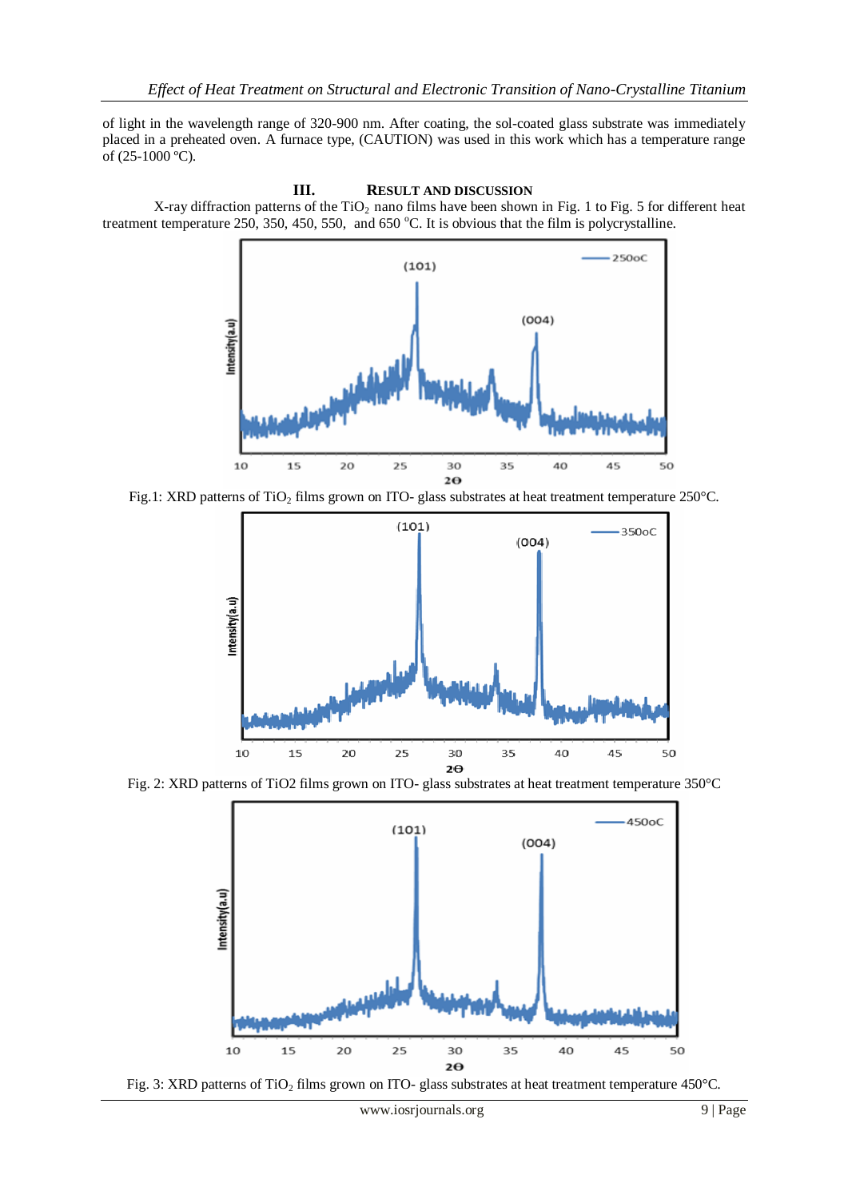of light in the wavelength range of 320-900 nm. After coating, the sol-coated glass substrate was immediately placed in a preheated oven. A furnace type, (CAUTION) was used in this work which has a temperature range of (25-1000 ºC).

## III. RESULT AND DISCUSSION

X-ray diffraction patterns of the $TiO_2$ nano films have been shown in Fig. 1 to Fig. 5 for different heat treatment temperature 250, 350, 450, 550, and 650 ºC. It is obvious that the film is polycrystalline.

Fig.1: XRD patterns of $TiO_2$ films grown on ITO- glass substrates at heat treatment temperature 250°C.

Fig. 2: XRD patterns of TiO2 films grown on ITO- glass substrates at heat treatment temperature 350°C

Fig. 3: XRD patterns of $TiO_2$ films grown on ITO- glass substrates at heat treatment temperature 450°C.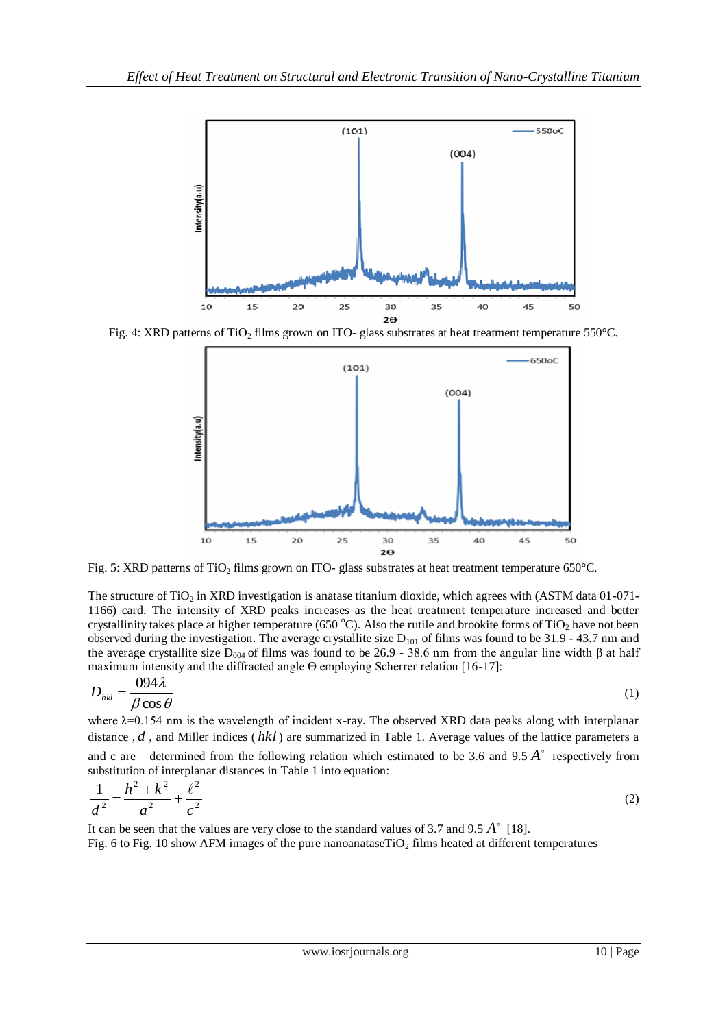Fig. 4: XRD patterns of $TiO_2$ films grown on ITO- glass substrates at heat treatment temperature 550°C.

Fig. 5: XRD patterns of $TiO_2$ films grown on ITO- glass substrates at heat treatment temperature 650°C.

The structure of $TiO_2$ in XRD investigation is anatase titanium dioxide, which agrees with (ASTM data 01-071-1166) card. The intensity of XRD peaks increases as the heat treatment temperature increased and better crystallinity takes place at higher temperature (650 °C). Also the rutile and brookite forms of $TiO_2$ have not been observed during the investigation. The average crystallite size $D_{101}$ of films was found to be 31.9 - 43.7 nm and the average crystallite size $D_{004}$ of films was found to be 26.9 - 38.6 nm from the angular line width β at half maximum intensity and the diffracted angle Θ employing Scherrer relation [16-17]:

$$D_{hkl} = \frac{094\lambda}{\beta \cos\theta} \tag{1}$$

where λ=0.154 nm is the wavelength of incident x-ray. The observed XRD data peaks along with interplanar distance , $d$ , and Miller indices ( $hkl$ ) are summarized in Table 1. Average values of the lattice parameters a and c are determined from the following relation which estimated to be 3.6 and 9.5 $A^{\circ}$ respectively from substitution of interplanar distances in Table 1 into equation:

$$\frac{1}{d^2} = \frac{h^2 + k^2}{a^2} + \frac{\ell^2}{c^2} \tag{2}$$

It can be seen that the values are very close to the standard values of 3.7 and 9.5 $A^{\circ}$ [18].
Fig. 6 to Fig. 10 show AFM images of the pure nanoanatase$TiO_2$ films heated at different temperatures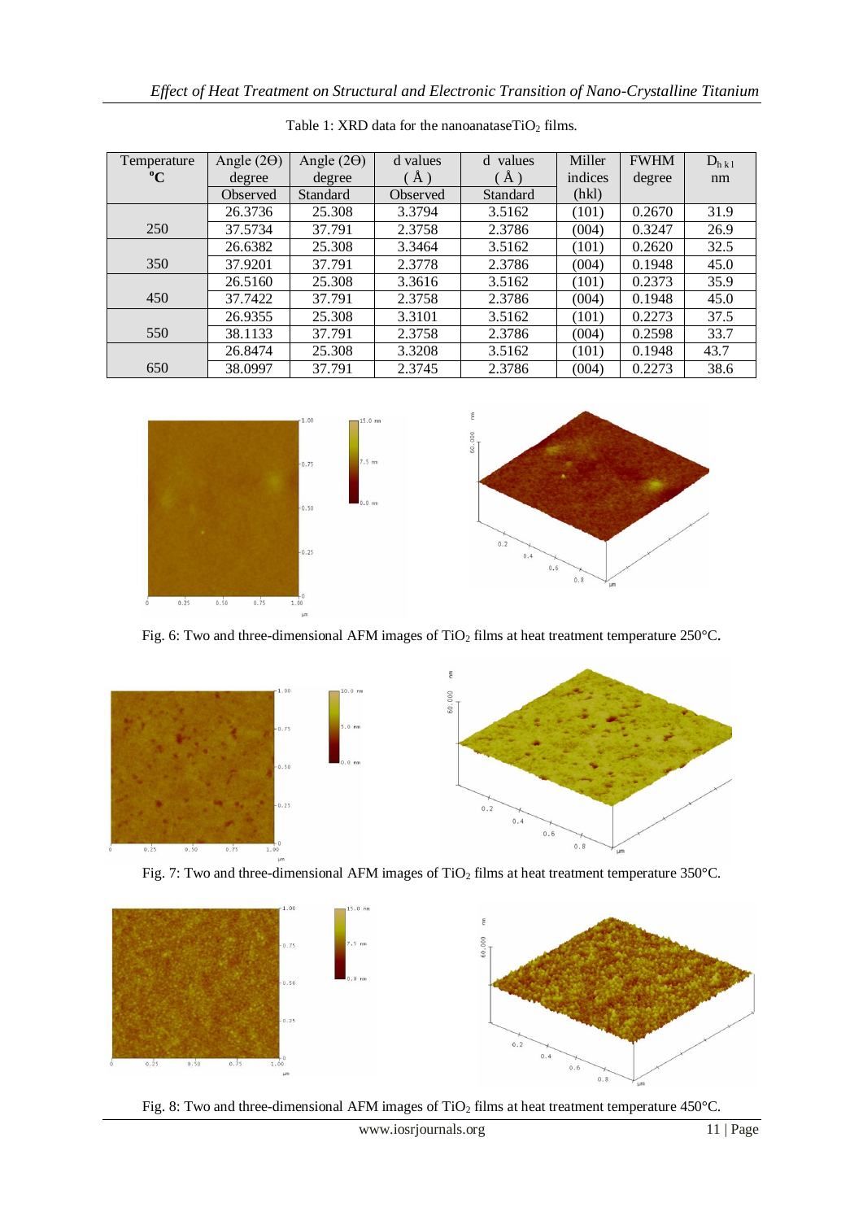Table 1: XRD data for the nanoanatase$TiO_2$ films.

| Temperature °C | Angle (2Θ) degree Observed | Angle (2Θ) degree Standard | d values (Å) Observed | d values (Å) Standard | Miller indices (hkl) | FWHM degree | $D_{hkl}$ nm |
|---|---|---|---|---|---|---|---|
| 250 | 26.3736 | 25.308 | 3.3794 | 3.5162 | (101) | 0.2670 | 31.9 |
| | 37.5734 | 37.791 | 2.3758 | 2.3786 | (004) | 0.3247 | 26.9 |
| 350 | 26.6382 | 25.308 | 3.3464 | 3.5162 | (101) | 0.2620 | 32.5 |
| | 37.9201 | 37.791 | 2.3778 | 2.3786 | (004) | 0.1948 | 45.0 |
| 450 | 26.5160 | 25.308 | 3.3616 | 3.5162 | (101) | 0.2373 | 35.9 |
| | 37.7422 | 37.791 | 2.3758 | 2.3786 | (004) | 0.1948 | 45.0 |
| 550 | 26.9355 | 25.308 | 3.3101 | 3.5162 | (101) | 0.2273 | 37.5 |
| | 38.1133 | 37.791 | 2.3758 | 2.3786 | (004) | 0.2598 | 33.7 |
| 650 | 26.8474 | 25.308 | 3.3208 | 3.5162 | (101) | 0.1948 | 43.7 |
| | 38.0997 | 37.791 | 2.3745 | 2.3786 | (004) | 0.2273 | 38.6 |

Fig. 6: Two and three-dimensional AFM images of $TiO_2$ films at heat treatment temperature 250°C.

Fig. 7: Two and three-dimensional AFM images of $TiO_2$ films at heat treatment temperature 350°C.

Fig. 8: Two and three-dimensional AFM images of $TiO_2$ films at heat treatment temperature 450°C.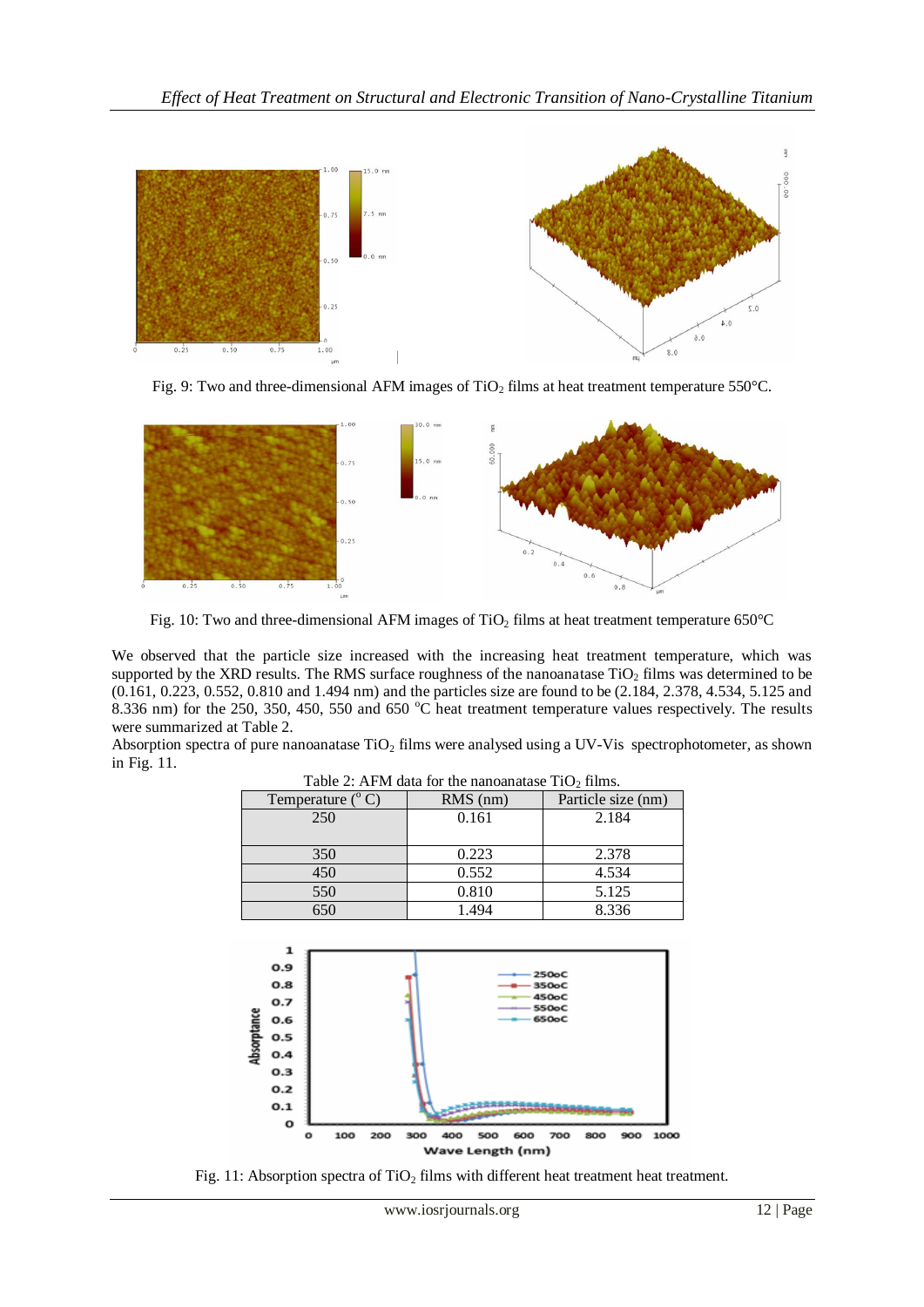Fig. 9: Two and three-dimensional AFM images of $TiO_2$ films at heat treatment temperature 550°C.

Fig. 10: Two and three-dimensional AFM images of $TiO_2$ films at heat treatment temperature 650°C

We observed that the particle size increased with the increasing heat treatment temperature, which was supported by the XRD results. The RMS surface roughness of the nanoanatase $TiO_2$ films was determined to be (0.161, 0.223, 0.552, 0.810 and 1.494 nm) and the particles size are found to be (2.184, 2.378, 4.534, 5.125 and 8.336 nm) for the 250, 350, 450, 550 and 650 $^{o}$C heat treatment temperature values respectively. The results were summarized at Table 2.

Absorption spectra of pure nanoanatase $TiO_2$ films were analysed using a UV-Vis spectrophotometer, as shown in Fig. 11.

Table 2: AFM data for the nanoanatase $TiO_2$ films.

| Temperature ($^{o}$ C) | RMS (nm) | Particle size (nm) |
|---|---|---|
| 250 | 0.161 | 2.184 |
| 350 | 0.223 | 2.378 |
| 450 | 0.552 | 4.534 |
| 550 | 0.810 | 5.125 |
| 650 | 1.494 | 8.336 |

Fig. 11: Absorption spectra of $TiO_2$ films with different heat treatment heat treatment.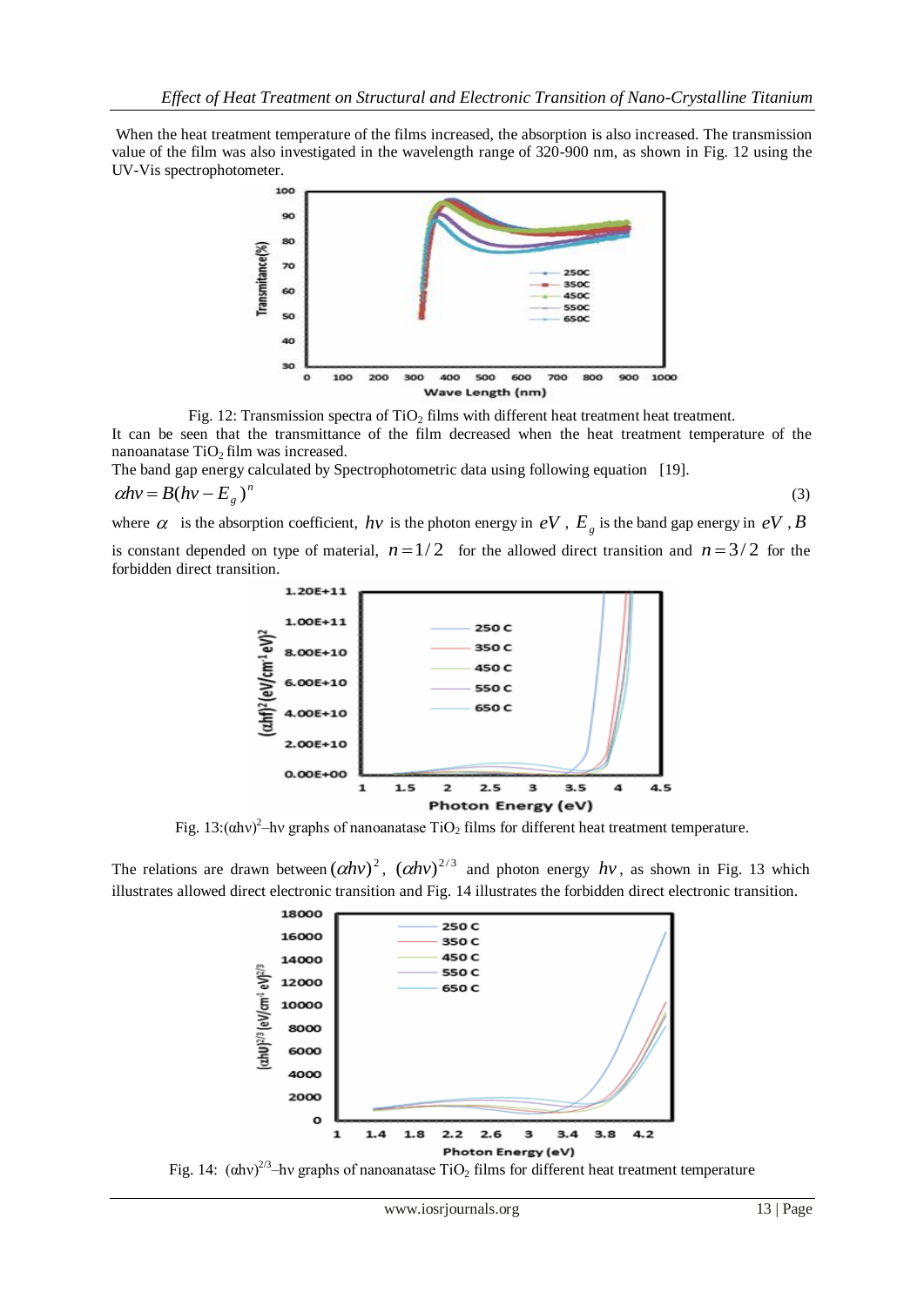When the heat treatment temperature of the films increased, the absorption is also increased. The transmission value of the film was also investigated in the wavelength range of 320-900 nm, as shown in Fig. 12 using the UV-Vis spectrophotometer.

Fig. 12: Transmission spectra of $TiO_2$ films with different heat treatment heat treatment.

It can be seen that the transmittance of the film decreased when the heat treatment temperature of the nanoanatase $TiO_2$ film was increased.

The band gap energy calculated by Spectrophotometric data using following equation [19].

$$\alpha h\nu = B(h\nu - E_g)^n \quad (3)$$

where $\alpha$ is the absorption coefficient, $h\nu$ is the photon energy in $eV$, $E_g$ is the band gap energy in $eV$, $B$ is constant depended on type of material, $n = 1/2$ for the allowed direct transition and $n = 3/2$ for the forbidden direct transition.

Fig. 13: $(\alpha h\nu)^2$–$h\nu$ graphs of nanoanatase $TiO_2$ films for different heat treatment temperature.

The relations are drawn between $(\alpha h\nu)^2$, $(\alpha h\nu)^{2/3}$ and photon energy $h\nu$, as shown in Fig. 13 which illustrates allowed direct electronic transition and Fig. 14 illustrates the forbidden direct electronic transition.

Fig. 14: $(\alpha h\nu)^{2/3}$–$h\nu$ graphs of nanoanatase $TiO_2$ films for different heat treatment temperature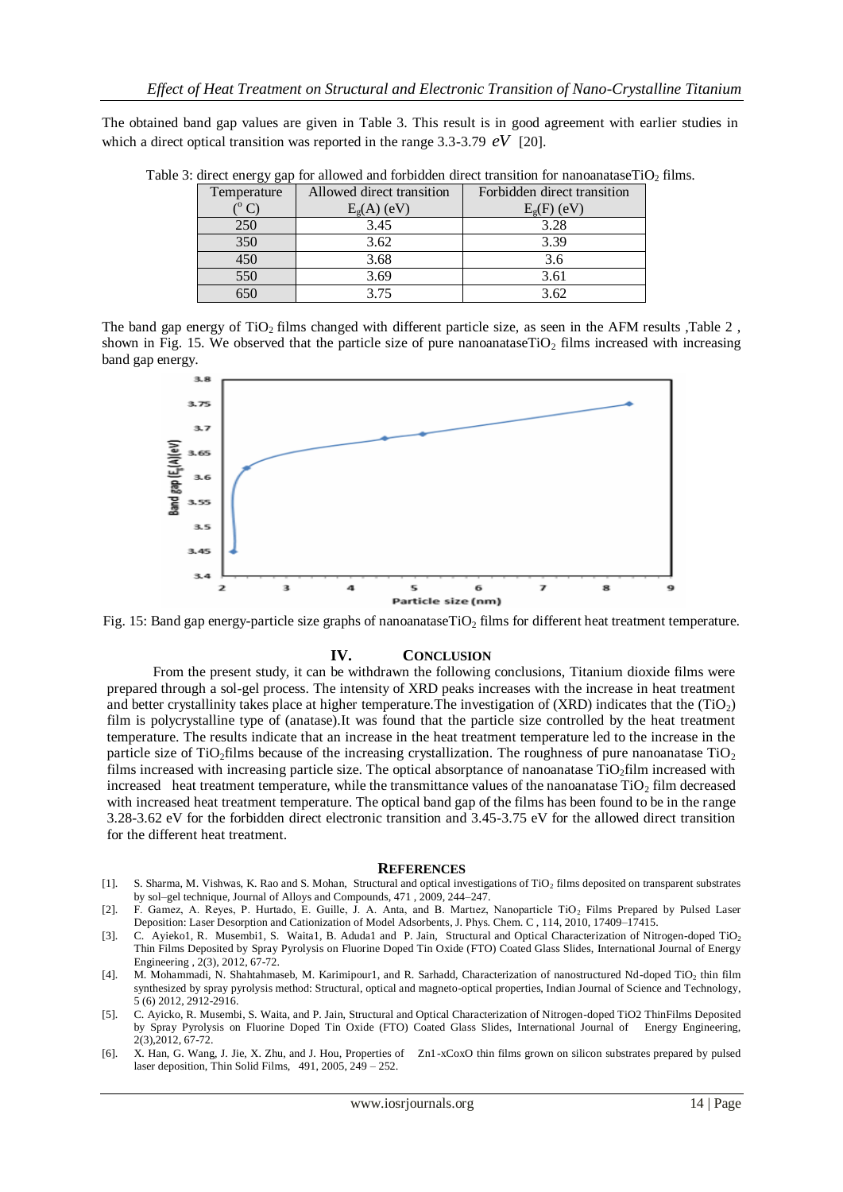The obtained band gap values are given in Table 3. This result is in good agreement with earlier studies in which a direct optical transition was reported in the range 3.3-3.79 $eV$ [20].

Table 3: direct energy gap for allowed and forbidden direct transition for nanoanatase$TiO_2$ films.

| Temperature ($^o$ C) | Allowed direct transition $E_g(A)$ (eV) | Forbidden direct transition $E_g(F)$ (eV) |
|---|---|---|
| 250 | 3.45 | 3.28 |
| 350 | 3.62 | 3.39 |
| 450 | 3.68 | 3.6 |
| 550 | 3.69 | 3.61 |
| 650 | 3.75 | 3.62 |

The band gap energy of $TiO_2$ films changed with different particle size, as seen in the AFM results ,Table 2 , shown in Fig. 15. We observed that the particle size of pure nanoanatase$TiO_2$ films increased with increasing band gap energy.

Fig. 15: Band gap energy-particle size graphs of nanoanatase$TiO_2$ films for different heat treatment temperature.

## IV. CONCLUSION

From the present study, it can be withdrawn the following conclusions, Titanium dioxide films were prepared through a sol-gel process. The intensity of XRD peaks increases with the increase in heat treatment and better crystallinity takes place at higher temperature.The investigation of (XRD) indicates that the ($TiO_2$) film is polycrystalline type of (anatase).It was found that the particle size controlled by the heat treatment temperature. The results indicate that an increase in the heat treatment temperature led to the increase in the particle size of $TiO_2$films because of the increasing crystallization. The roughness of pure nanoanatase $TiO_2$ films increased with increasing particle size. The optical absorptance of nanoanatase $TiO_2$film increased with increased heat treatment temperature, while the transmittance values of the nanoanatase $TiO_2$ film decreased with increased heat treatment temperature. The optical band gap of the films has been found to be in the range 3.28-3.62 eV for the forbidden direct electronic transition and 3.45-3.75 eV for the allowed direct transition for the different heat treatment.

## REFERENCES

[1]. S. Sharma, M. Vishwas, K. Rao and S. Mohan, Structural and optical investigations of $TiO_2$ films deposited on transparent substrates by sol–gel technique, Journal of Alloys and Compounds, 471 , 2009, 244–247.

[2]. F. Gamez, A. Reyes, P. Hurtado, E. Guille, J. A. Anta, and B. Martıez, Nanoparticle $TiO_2$ Films Prepared by Pulsed Laser Deposition: Laser Desorption and Cationization of Model Adsorbents, J. Phys. Chem. C , 114, 2010, 17409–17415.

[3]. C. Ayiekol, R. Musembil, S. Waital, B. Adudal and P. Jain, Structural and Optical Characterization of Nitrogen-doped $TiO_2$ Thin Films Deposited by Spray Pyrolysis on Fluorine Doped Tin Oxide (FTO) Coated Glass Slides, International Journal of Energy Engineering , 2(3), 2012, 67-72.

[4]. M. Mohammadi, N. Shahtahmaseb, M. Karimipour1, and R. Sarhadd, Characterization of nanostructured Nd-doped $TiO_2$ thin film synthesized by spray pyrolysis method: Structural, optical and magneto-optical properties, Indian Journal of Science and Technology, 5 (6) 2012, 2912-2916.

[5]. C. Ayicko, R. Musembi, S. Waita, and P. Jain, Structural and Optical Characterization of Nitrogen-doped TiO2 ThinFilms Deposited by Spray Pyrolysis on Fluorine Doped Tin Oxide (FTO) Coated Glass Slides, International Journal of Energy Engineering, 2(3),2012, 67-72.

[6]. X. Han, G. Wang, J. Jie, X. Zhu, and J. Hou, Properties of Zn1-xCoxO thin films grown on silicon substrates prepared by pulsed laser deposition, Thin Solid Films, 491, 2005, 249 – 252.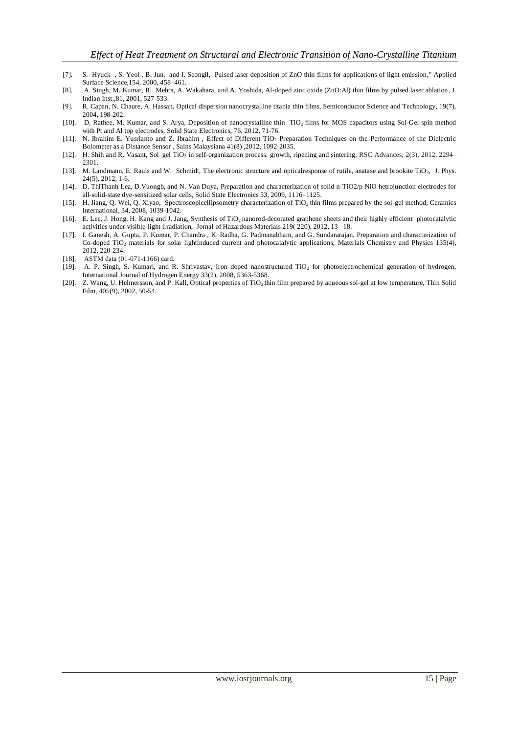[7]. S. Hyuck , S. Yeol , B. Jun, and I. Seongil, Pulsed laser deposition of ZnO thin films for applications of light emission," Applied Surface Science,154, 2000, 458–461.

[8]. A. Singh, M. Kumar, R. Mehra, A. Wakahara, and A. Yoshida, Al-doped zinc oxide (ZnO:Al) thin films by pulsed laser ablation, J. Indian Inst.,81, 2001, 527-533.

[9]. R. Capan, N. Chaure, A. Hassan, Optical dispersion nanocrystalline titania thin films, Semiconductor Science and Technology, 19(7), 2004, 198-202.

[10]. D. Rathee, M. Kumar, and S. Arya, Deposition of nanocrystalline thin $TiO_2$ films for MOS capacitors using Sol-Gel spin method with Pt and Al top electrodes, Solid State Electronics, 76, 2012, 71-76.

[11]. N. Ibrahim E. Yusrianto and Z. Ibrahim , Effect of Different $TiO_2$ Preparation Techniques on the Performance of the Dielectric Bolometer as a Distance Sensor , Sains Malaysiana 41(8) ,2012, 1092-2035.

[12]. H. Shih and R. Vasant, Sol–gel $TiO_2$ in self-organization process: growth, ripening and sintering, RSC Advances, 2(3), 2012, 2294–2301.

[13]. M. Landmann, E. Rauls and W. Schmidt, The electronic structure and opticalresponse of rutile, anatase and brookite $TiO_2$, J. Phys. 24(5), 2012, 1-6.

[14]. D. ThiThanh Lea, D.Vuongb, and N. Van Duya, Preparation and characterization of solid n-TiO2/p-NiO hetrojunction electrodes for all-solid-state dye-sensitized solar cells, Solid State Electronics 53, 2009, 1116–1125.

[15]. H. Jiang, Q. Wei, Q. Xiyao, Spectroscopicellipsometry characterization of $TiO_2$ thin films prepared by the sol-gel method, Ceramics International, 34, 2008, 1039-1042.

[16]. E. Lee, J. Hong, H. Kang and J. Jang, Synthesis of $TiO_2$ nanorod-decorated graphene sheets and their highly efficient photocatalytic activities under visible-light irradiation, Jornal of Hazardous Materials 219( 220), 2012, 13– 18.

[17]. I. Ganesh, A. Gupta, P. Kumar, P. Chandra , K. Radha, G. Padmanabham, and G. Sundararajan, Preparation and characterization of Co-doped $TiO_2$ materials for solar lightinduced current and photocatalytic applications, Materials Chemistry and Physics 135(4), 2012, 220-234.

[18]. ASTM data (01-071-1166) card.

[19]. A. P. Singh, S. Kumari, and R. Shrivastav, Iron doped nanostructured $TiO_2$ for photoelectrochemical generation of hydrogen, International Journal of Hydrogen Energy 33(2), 2008, 5363-5368.

[20]. Z. Wang, U. Helmersson, and P. Kall, Optical properties of $TiO_2$ thin film prepared by aqueous sol-gel at low temperature, Thin Solid Film, 405(9), 2002, 50-54.